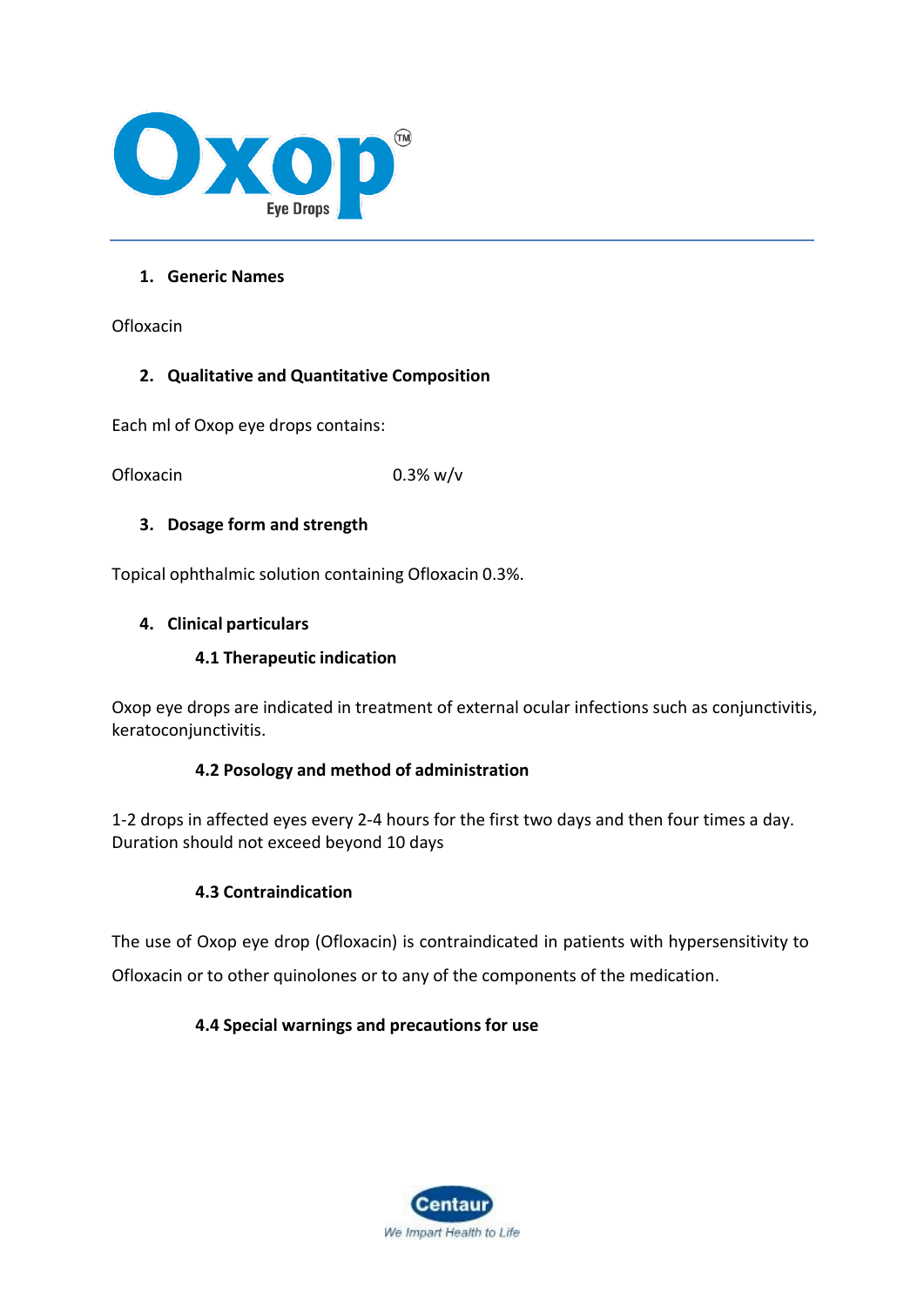# Oxop™ Eye Drops

## 1. Generic Names

Ofloxacin

## 2. Qualitative and Quantitative Composition

Each ml of Oxop eye drops contains:

Ofloxacin 0.3% w/v

## 3. Dosage form and strength

Topical ophthalmic solution containing Ofloxacin 0.3%.

## 4. Clinical particulars

### 4.1 Therapeutic indication

Oxop eye drops are indicated in treatment of external ocular infections such as conjunctivitis, keratoconjunctivitis.

### 4.2 Posology and method of administration

1-2 drops in affected eyes every 2-4 hours for the first two days and then four times a day. Duration should not exceed beyond 10 days

### 4.3 Contraindication

The use of Oxop eye drop (Ofloxacin) is contraindicated in patients with hypersensitivity to Ofloxacin or to other quinolones or to any of the components of the medication.

### 4.4 Special warnings and precautions for use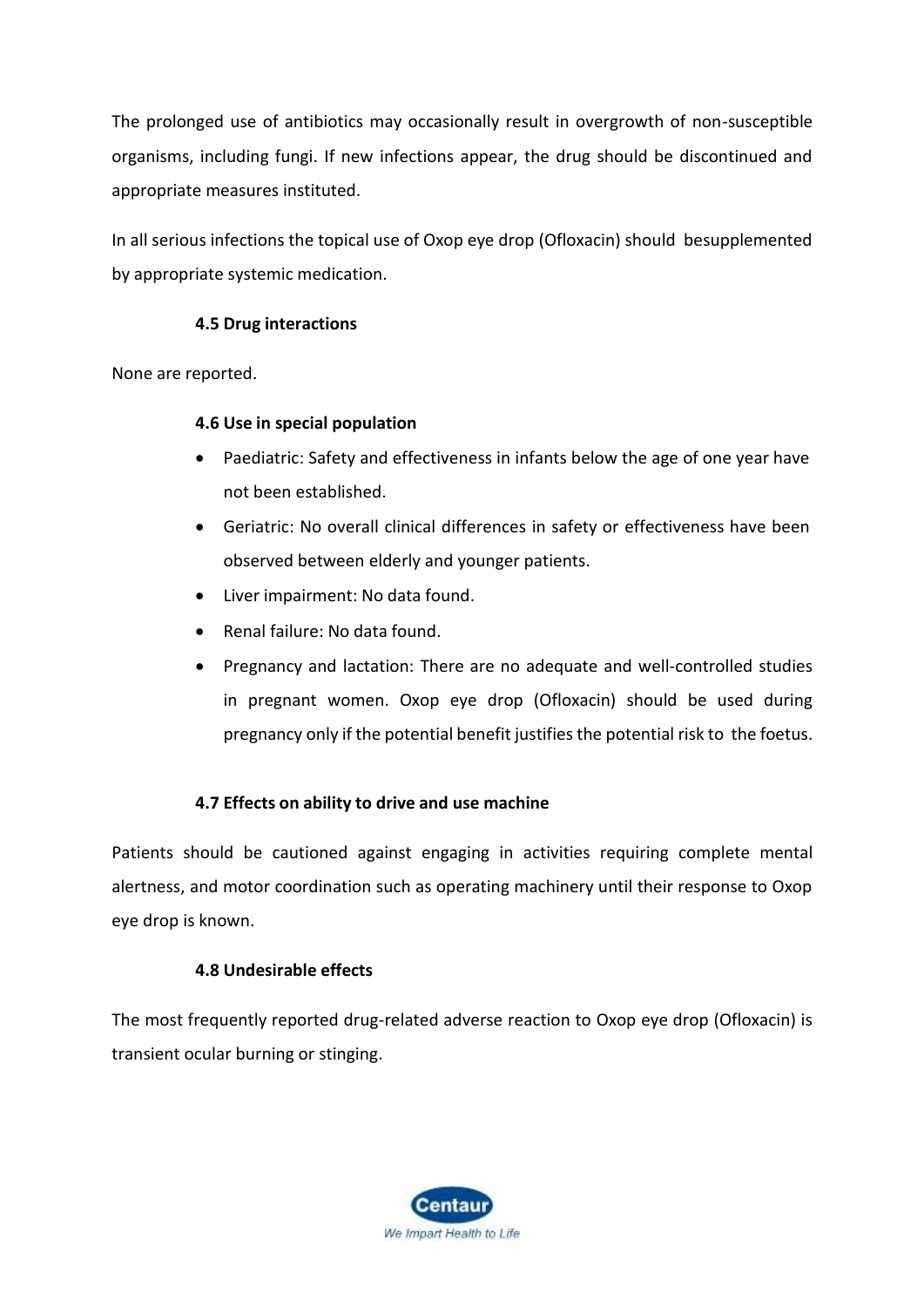The prolonged use of antibiotics may occasionally result in overgrowth of non-susceptible organisms, including fungi. If new infections appear, the drug should be discontinued and appropriate measures instituted.

In all serious infections the topical use of Oxop eye drop (Ofloxacin) should besupplemented by appropriate systemic medication.

### 4.5 Drug interactions

None are reported.

### 4.6 Use in special population

- Paediatric: Safety and effectiveness in infants below the age of one year have not been established.
- Geriatric: No overall clinical differences in safety or effectiveness have been observed between elderly and younger patients.
- Liver impairment: No data found.
- Renal failure: No data found.
- Pregnancy and lactation: There are no adequate and well-controlled studies in pregnant women. Oxop eye drop (Ofloxacin) should be used during pregnancy only if the potential benefit justifies the potential risk to the foetus.

### 4.7 Effects on ability to drive and use machine

Patients should be cautioned against engaging in activities requiring complete mental alertness, and motor coordination such as operating machinery until their response to Oxop eye drop is known.

### 4.8 Undesirable effects

The most frequently reported drug-related adverse reaction to Oxop eye drop (Ofloxacin) is transient ocular burning or stinging.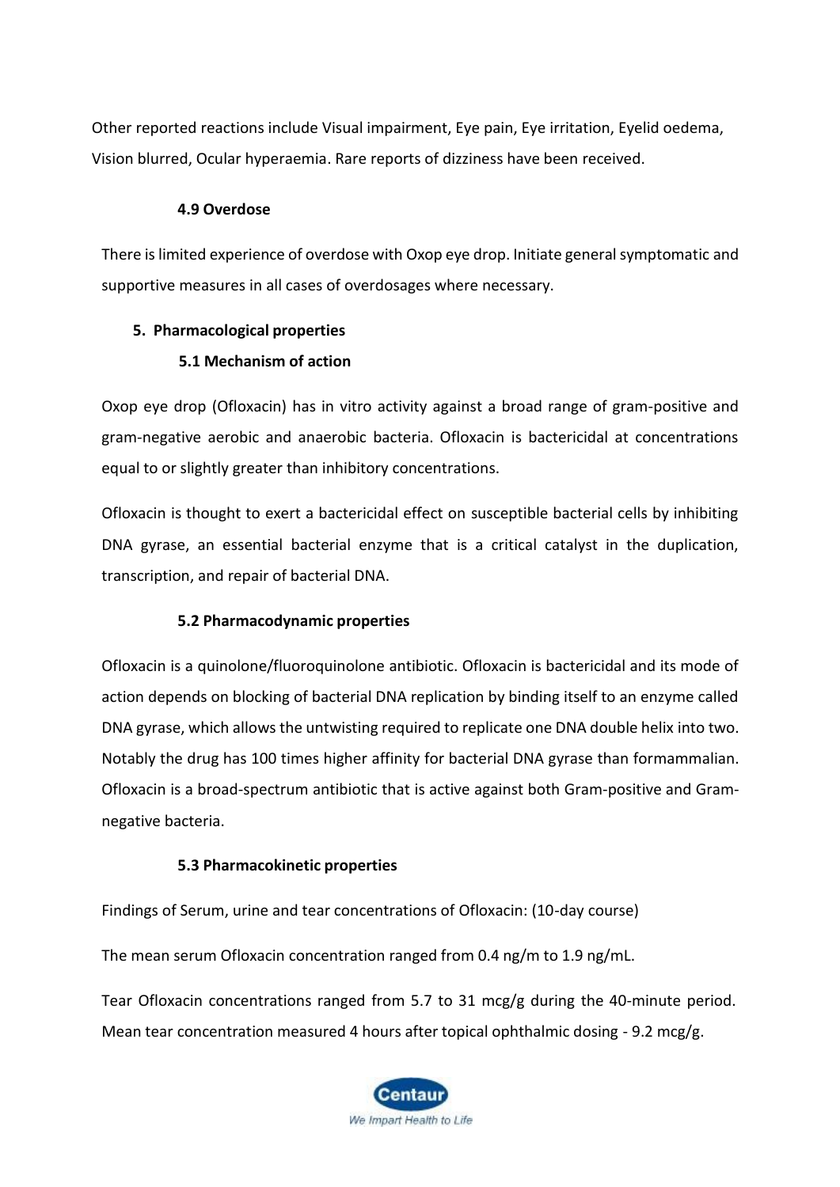Other reported reactions include Visual impairment, Eye pain, Eye irritation, Eyelid oedema, Vision blurred, Ocular hyperaemia. Rare reports of dizziness have been received.

### 4.9 Overdose

There is limited experience of overdose with Oxop eye drop. Initiate general symptomatic and supportive measures in all cases of overdosages where necessary.

## 5. Pharmacological properties

### 5.1 Mechanism of action

Oxop eye drop (Ofloxacin) has in vitro activity against a broad range of gram-positive and gram-negative aerobic and anaerobic bacteria. Ofloxacin is bactericidal at concentrations equal to or slightly greater than inhibitory concentrations.

Ofloxacin is thought to exert a bactericidal effect on susceptible bacterial cells by inhibiting DNA gyrase, an essential bacterial enzyme that is a critical catalyst in the duplication, transcription, and repair of bacterial DNA.

### 5.2 Pharmacodynamic properties

Ofloxacin is a quinolone/fluoroquinolone antibiotic. Ofloxacin is bactericidal and its mode of action depends on blocking of bacterial DNA replication by binding itself to an enzyme called DNA gyrase, which allows the untwisting required to replicate one DNA double helix into two. Notably the drug has 100 times higher affinity for bacterial DNA gyrase than formammalian. Ofloxacin is a broad-spectrum antibiotic that is active against both Gram-positive and Gram-negative bacteria.

### 5.3 Pharmacokinetic properties

Findings of Serum, urine and tear concentrations of Ofloxacin: (10-day course)

The mean serum Ofloxacin concentration ranged from 0.4 ng/m to 1.9 ng/mL.

Tear Ofloxacin concentrations ranged from 5.7 to 31 mcg/g during the 40-minute period. Mean tear concentration measured 4 hours after topical ophthalmic dosing - 9.2 mcg/g.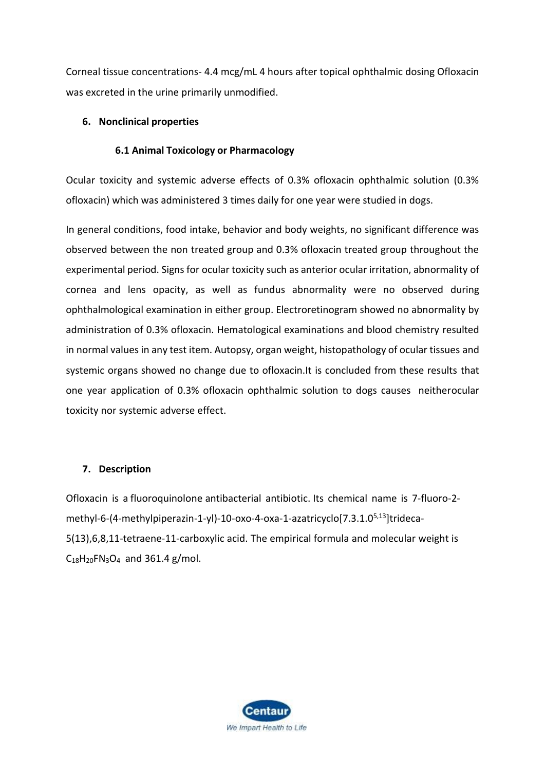Corneal tissue concentrations- 4.4 mcg/mL 4 hours after topical ophthalmic dosing Ofloxacin was excreted in the urine primarily unmodified.

## 6. Nonclinical properties

### 6.1 Animal Toxicology or Pharmacology

Ocular toxicity and systemic adverse effects of 0.3% ofloxacin ophthalmic solution (0.3% ofloxacin) which was administered 3 times daily for one year were studied in dogs.

In general conditions, food intake, behavior and body weights, no significant difference was observed between the non treated group and 0.3% ofloxacin treated group throughout the experimental period. Signs for ocular toxicity such as anterior ocular irritation, abnormality of cornea and lens opacity, as well as fundus abnormality were no observed during ophthalmological examination in either group. Electroretinogram showed no abnormality by administration of 0.3% ofloxacin. Hematological examinations and blood chemistry resulted in normal values in any test item. Autopsy, organ weight, histopathology of ocular tissues and systemic organs showed no change due to ofloxacin.It is concluded from these results that one year application of 0.3% ofloxacin ophthalmic solution to dogs causes neitherocular toxicity nor systemic adverse effect.

## 7. Description

Ofloxacin is a fluoroquinolone antibacterial antibiotic. Its chemical name is 7-fluoro-2-methyl-6-(4-methylpiperazin-1-yl)-10-oxo-4-oxa-1-azatricyclo[7.3.1.$0^{5,13}$]trideca-5(13),6,8,11-tetraene-11-carboxylic acid. The empirical formula and molecular weight is $C_{18}H_{20}FN_3O_4$ and 361.4 g/mol.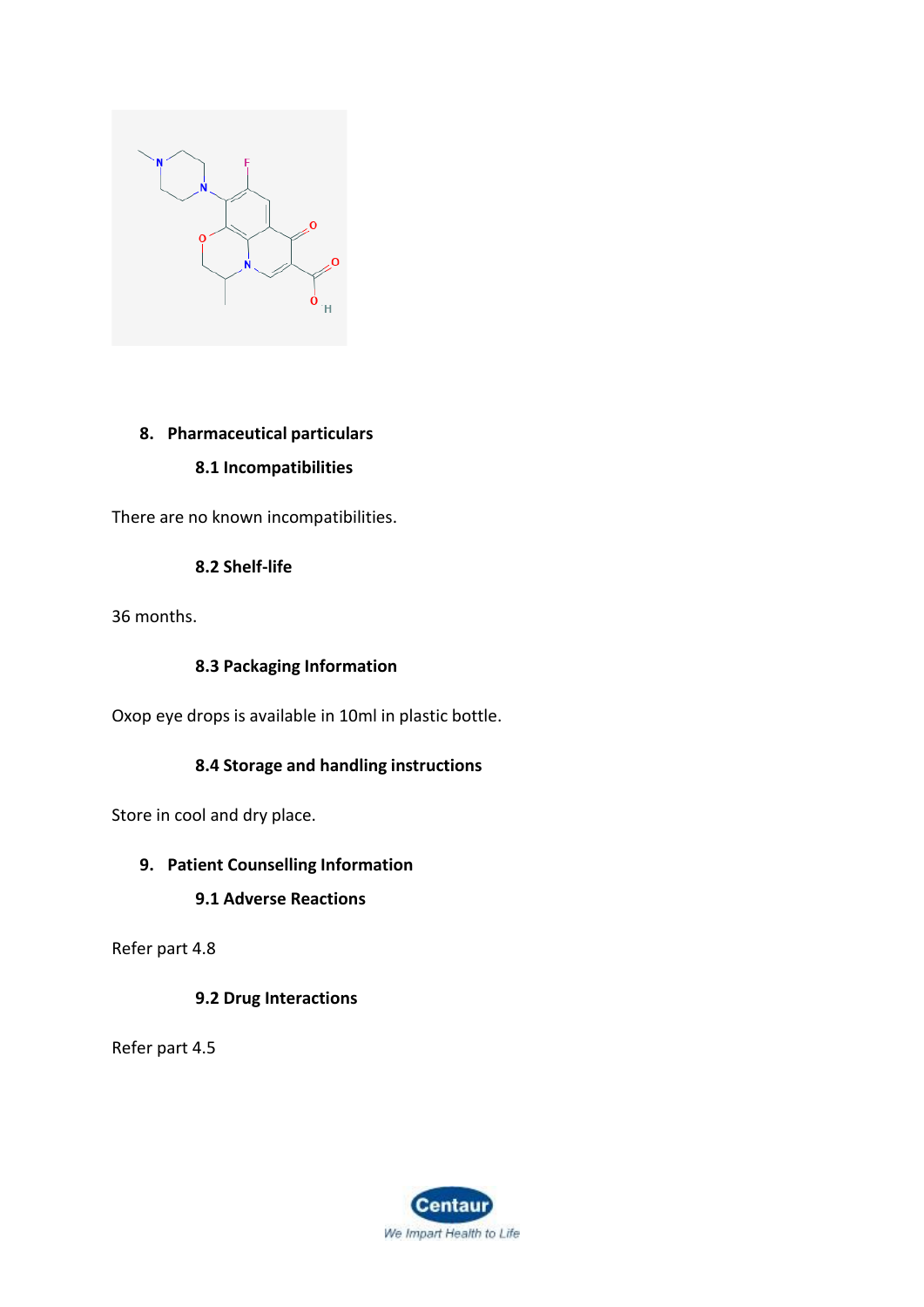## 8. Pharmaceutical particulars

### 8.1 Incompatibilities

There are no known incompatibilities.

### 8.2 Shelf-life

36 months.

### 8.3 Packaging Information

Oxop eye drops is available in 10ml in plastic bottle.

### 8.4 Storage and handling instructions

Store in cool and dry place.

## 9. Patient Counselling Information

### 9.1 Adverse Reactions

Refer part 4.8

### 9.2 Drug Interactions

Refer part 4.5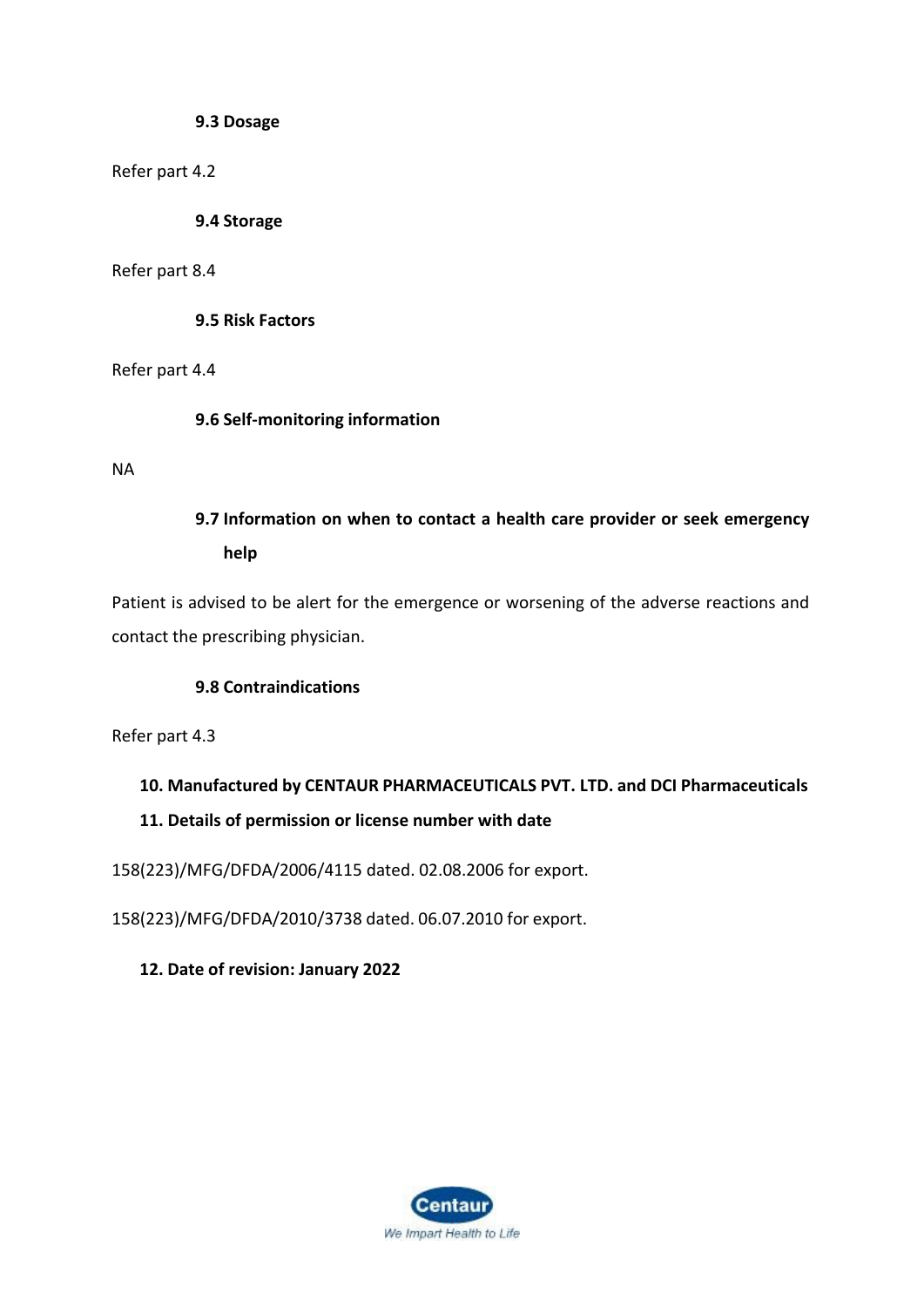### 9.3 Dosage

Refer part 4.2

### 9.4 Storage

Refer part 8.4

### 9.5 Risk Factors

Refer part 4.4

### 9.6 Self-monitoring information

NA

### 9.7 Information on when to contact a health care provider or seek emergency help

Patient is advised to be alert for the emergence or worsening of the adverse reactions and contact the prescribing physician.

### 9.8 Contraindications

Refer part 4.3

## 10. Manufactured by CENTAUR PHARMACEUTICALS PVT. LTD. and DCI Pharmaceuticals

## 11. Details of permission or license number with date

158(223)/MFG/DFDA/2006/4115 dated. 02.08.2006 for export.

158(223)/MFG/DFDA/2010/3738 dated. 06.07.2010 for export.

## 12. Date of revision: January 2022